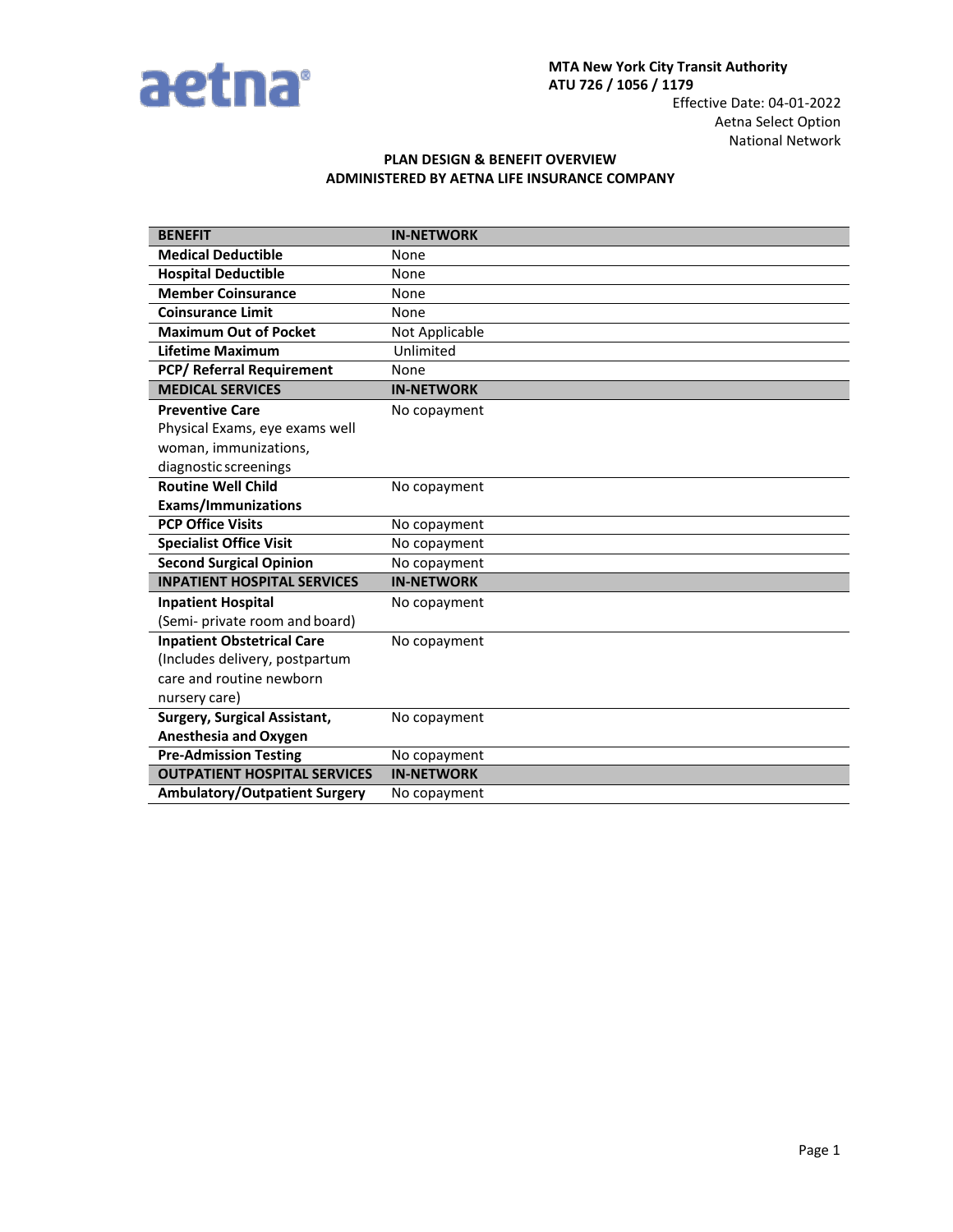aetna®

**MTA New York City Transit Authority**
**ATU 726 / 1056 / 1179**
Effective Date: 04-01-2022
Aetna Select Option
National Network

**PLAN DESIGN & BENEFIT OVERVIEW**
**ADMINISTERED BY AETNA LIFE INSURANCE COMPANY**

| BENEFIT | IN-NETWORK |
|---|---|
| **Medical Deductible** | None |
| **Hospital Deductible** | None |
| **Member Coinsurance** | None |
| **Coinsurance Limit** | None |
| **Maximum Out of Pocket** | Not Applicable |
| **Lifetime Maximum** | Unlimited |
| **PCP/ Referral Requirement** | None |
| **MEDICAL SERVICES** | **IN-NETWORK** |
| **Preventive Care** Physical Exams, eye exams well woman, immunizations, diagnostic screenings | No copayment |
| **Routine Well Child Exams/Immunizations** | No copayment |
| **PCP Office Visits** | No copayment |
| **Specialist Office Visit** | No copayment |
| **Second Surgical Opinion** | No copayment |
| **INPATIENT HOSPITAL SERVICES** | **IN-NETWORK** |
| **Inpatient Hospital** (Semi- private room and board) | No copayment |
| **Inpatient Obstetrical Care** (Includes delivery, postpartum care and routine newborn nursery care) | No copayment |
| **Surgery, Surgical Assistant, Anesthesia and Oxygen** | No copayment |
| **Pre-Admission Testing** | No copayment |
| **OUTPATIENT HOSPITAL SERVICES** | **IN-NETWORK** |
| **Ambulatory/Outpatient Surgery** | No copayment |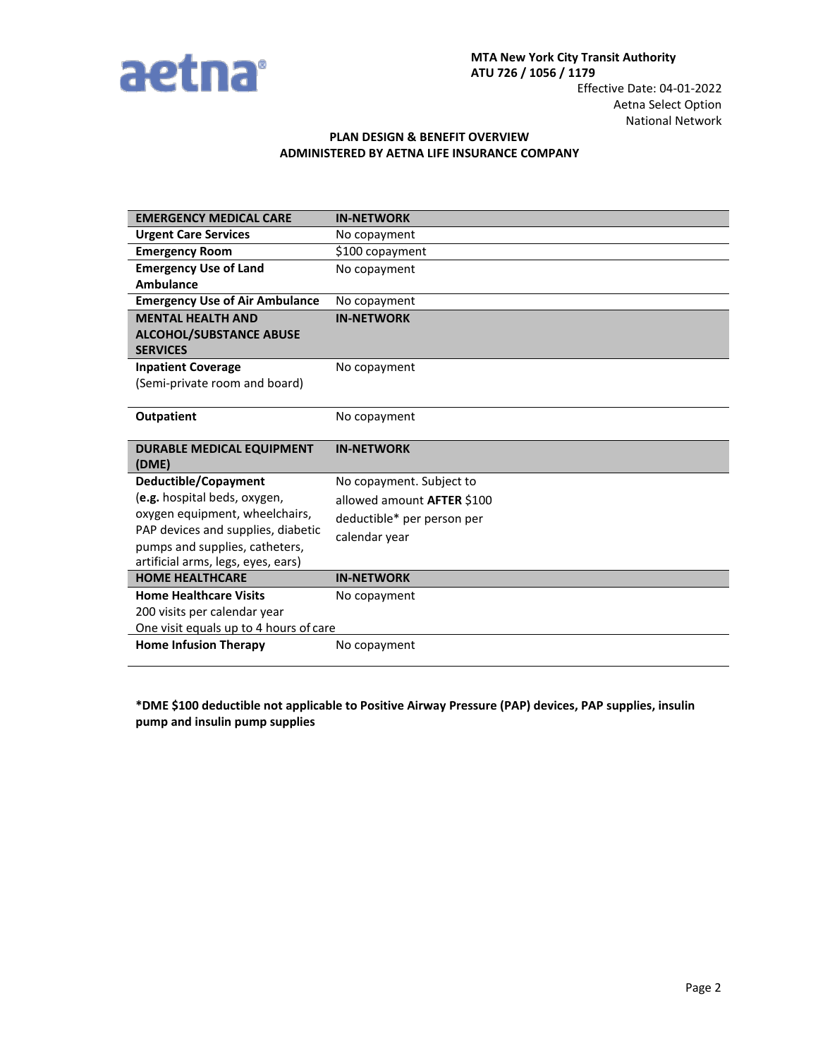MTA New York City Transit Authority
ATU 726 / 1056 / 1179

Effective Date: 04-01-2022
Aetna Select Option
National Network

**PLAN DESIGN & BENEFIT OVERVIEW**
**ADMINISTERED BY AETNA LIFE INSURANCE COMPANY**

| **EMERGENCY MEDICAL CARE** | **IN-NETWORK** |
|---|---|
| **Urgent Care Services** | No copayment |
| **Emergency Room** | $100 copayment |
| **Emergency Use of Land Ambulance** | No copayment |
| **Emergency Use of Air Ambulance** | No copayment |
| **MENTAL HEALTH AND ALCOHOL/SUBSTANCE ABUSE SERVICES** | **IN-NETWORK** |
| **Inpatient Coverage** (Semi-private room and board) | No copayment |
| **Outpatient** | No copayment |
| **DURABLE MEDICAL EQUIPMENT (DME)** | **IN-NETWORK** |
| **Deductible/Copayment** (**e.g.** hospital beds, oxygen, oxygen equipment, wheelchairs, PAP devices and supplies, diabetic pumps and supplies, catheters, artificial arms, legs, eyes, ears) | No copayment. Subject to allowed amount **AFTER** $100 deductible* per person per calendar year |
| **HOME HEALTHCARE** | **IN-NETWORK** |
| **Home Healthcare Visits** 200 visits per calendar year One visit equals up to 4 hours of care | No copayment |
| **Home Infusion Therapy** | No copayment |

***DME $100 deductible not applicable to Positive Airway Pressure (PAP) devices, PAP supplies, insulin pump and insulin pump supplies**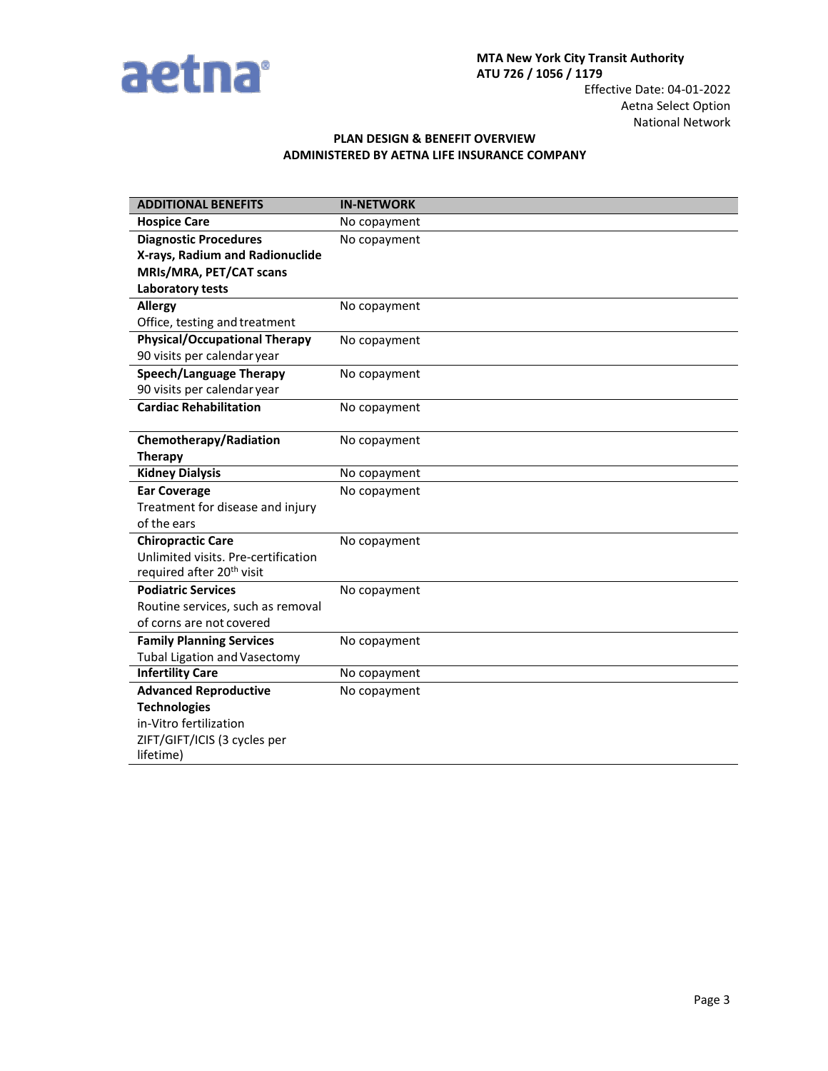**MTA New York City Transit Authority**
**ATU 726 / 1056 / 1179**
Effective Date: 04-01-2022
Aetna Select Option
National Network

## PLAN DESIGN & BENEFIT OVERVIEW
## ADMINISTERED BY AETNA LIFE INSURANCE COMPANY

| ADDITIONAL BENEFITS | IN-NETWORK |
|---|---|
| **Hospice Care** | No copayment |
| **Diagnostic Procedures**<br>**X-rays, Radium and Radionuclide**<br>**MRIs/MRA, PET/CAT scans**<br>**Laboratory tests** | No copayment |
| **Allergy**<br>Office, testing and treatment | No copayment |
| **Physical/Occupational Therapy**<br>90 visits per calendar year | No copayment |
| **Speech/Language Therapy**<br>90 visits per calendar year | No copayment |
| **Cardiac Rehabilitation** | No copayment |
| **Chemotherapy/Radiation Therapy** | No copayment |
| **Kidney Dialysis** | No copayment |
| **Ear Coverage**<br>Treatment for disease and injury of the ears | No copayment |
| **Chiropractic Care**<br>Unlimited visits. Pre-certification required after 20th visit | No copayment |
| **Podiatric Services**<br>Routine services, such as removal of corns are not covered | No copayment |
| **Family Planning Services**<br>Tubal Ligation and Vasectomy | No copayment |
| **Infertility Care** | No copayment |
| **Advanced Reproductive Technologies**<br>in-Vitro fertilization<br>ZIFT/GIFT/ICIS (3 cycles per lifetime) | No copayment |